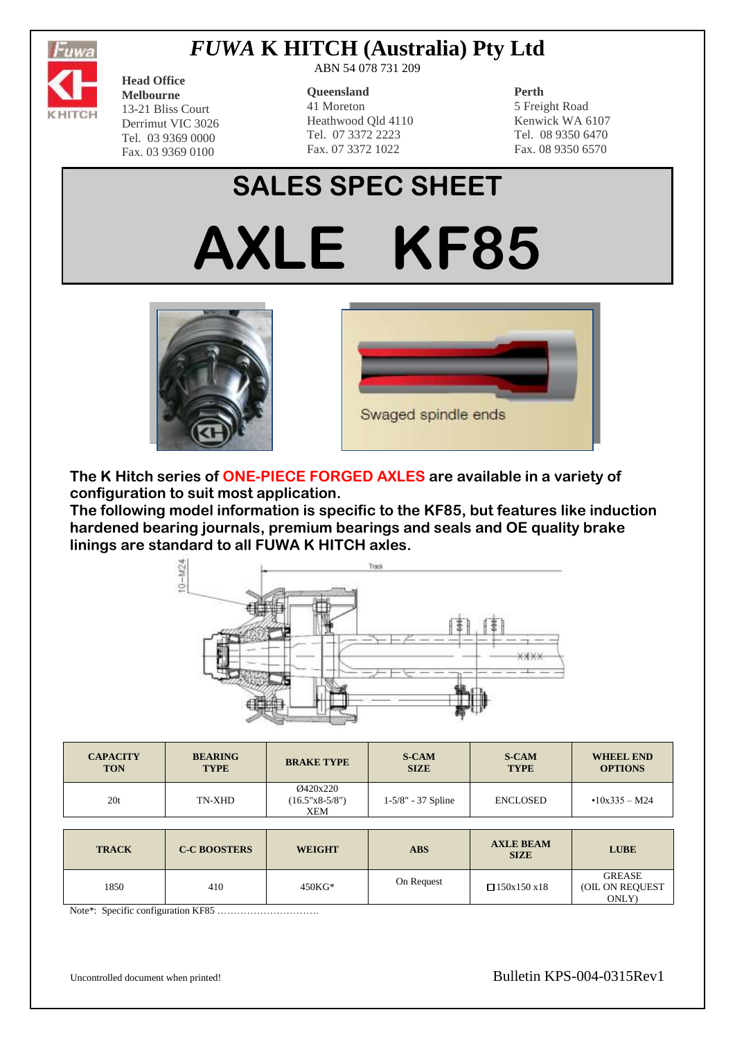# *FUWA* K HITCH (Australia) Pty Ltd

ABN 54 078 731 209

**Head Office**
**Melbourne**
13-21 Bliss Court
Derrimut VIC 3026
Tel. 03 9369 0000
Fax. 03 9369 0100

**Queensland**
41 Moreton
Heathwood Qld 4110
Tel. 07 3372 2223
Fax. 07 3372 1022

**Perth**
5 Freight Road
Kenwick WA 6107
Tel. 08 9350 6470
Fax. 08 9350 6570

## SALES SPEC SHEET

# AXLE KF85

Swaged spindle ends

**The K Hitch series of ONE-PIECE FORGED AXLES are available in a variety of configuration to suit most application.**
**The following model information is specific to the KF85, but features like induction hardened bearing journals, premium bearings and seals and OE quality brake linings are standard to all FUWA K HITCH axles.**

| CAPACITY TON | BEARING TYPE | BRAKE TYPE | S-CAM SIZE | S-CAM TYPE | WHEEL END OPTIONS |
|---|---|---|---|---|---|
| 20t | TN-XHD | Ø420x220 (16.5"x8-5/8") XEM | 1-5/8" - 37 Spline | ENCLOSED | •10x335 – M24 |

| TRACK | C-C BOOSTERS | WEIGHT | ABS | AXLE BEAM SIZE | LUBE |
|---|---|---|---|---|---|
| 1850 | 410 | 450KG* | On Request | □150x150 x18 | GREASE (OIL ON REQUEST ONLY) |

Note*: Specific configuration KF85 ………………………….

Uncontrolled document when printed!

Bulletin KPS-004-0315Rev1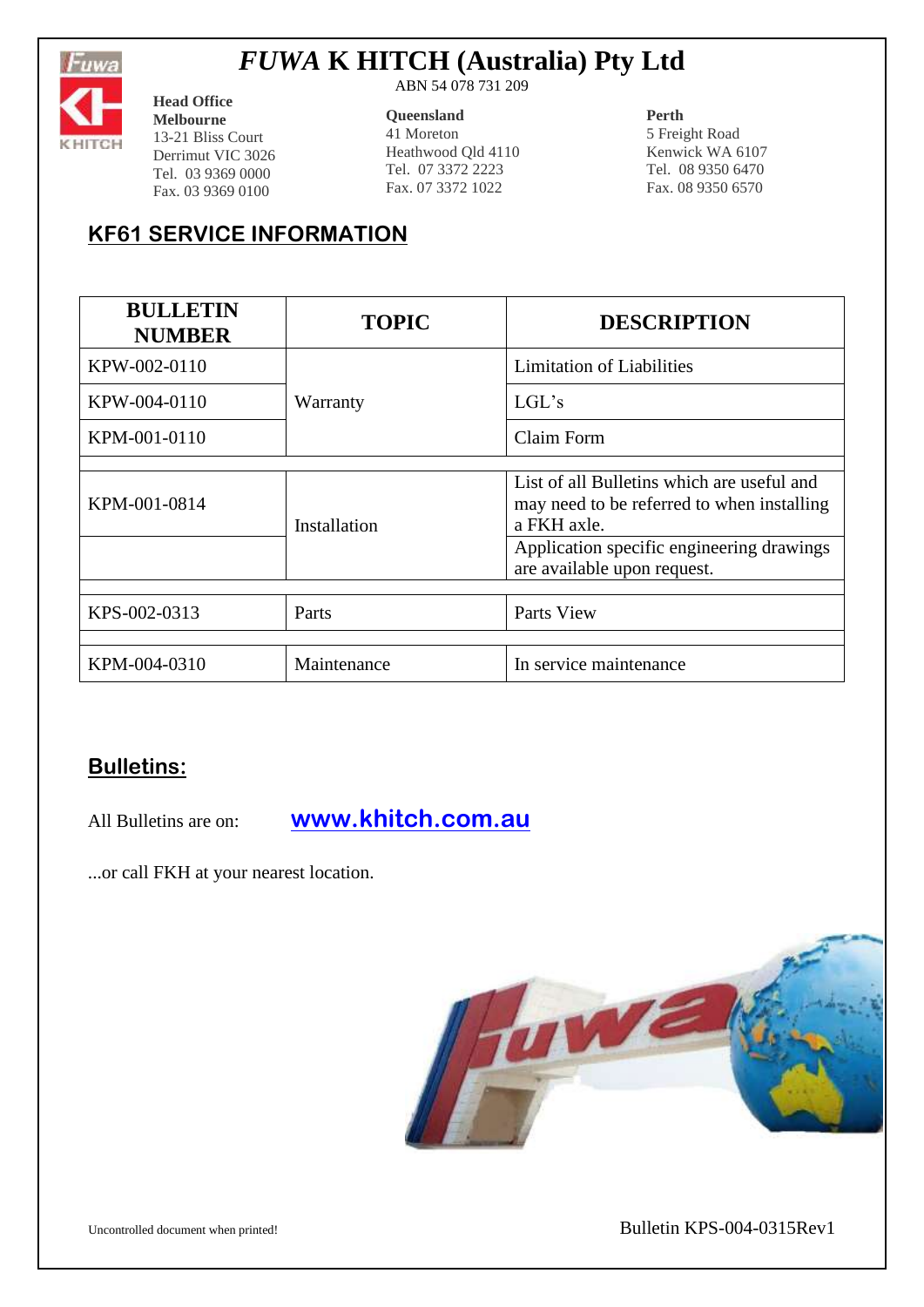# *FUWA* K HITCH (Australia) Pty Ltd

ABN 54 078 731 209

**Head Office**
**Melbourne**
13-21 Bliss Court
Derrimut VIC 3026
Tel. 03 9369 0000
Fax. 03 9369 0100

**Queensland**
41 Moreton
Heathwood Qld 4110
Tel. 07 3372 2223
Fax. 07 3372 1022

**Perth**
5 Freight Road
Kenwick WA 6107
Tel. 08 9350 6470
Fax. 08 9350 6570

## KF61 SERVICE INFORMATION

| BULLETIN NUMBER | TOPIC | DESCRIPTION |
|---|---|---|
| KPW-002-0110 | Warranty | Limitation of Liabilities |
| KPW-004-0110 | | LGL's |
| KPM-001-0110 | | Claim Form |
| | | |
| KPM-001-0814 | Installation | List of all Bulletins which are useful and may need to be referred to when installing a FKH axle. |
| | | Application specific engineering drawings are available upon request. |
| | | |
| KPS-002-0313 | Parts | Parts View |
| | | |
| KPM-004-0310 | Maintenance | In service maintenance |

## Bulletins:

All Bulletins are on: **www.khitch.com.au**

...or call FKH at your nearest location.

Uncontrolled document when printed!

Bulletin KPS-004-0315Rev1